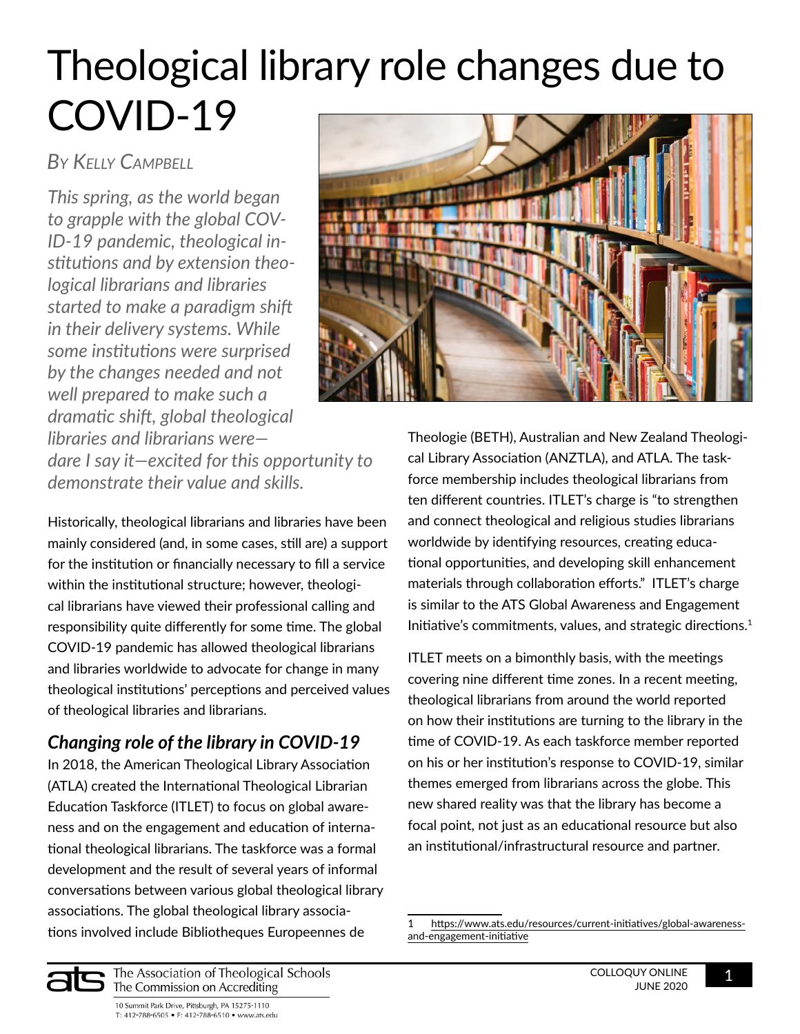# Theological library role changes due to COVID-19

*By Kelly Campbell*

*This spring, as the world began to grapple with the global COVID-19 pandemic, theological institutions and by extension theological librarians and libraries started to make a paradigm shift in their delivery systems. While some institutions were surprised by the changes needed and not well prepared to make such a dramatic shift, global theological libraries and librarians were—dare I say it—excited for this opportunity to demonstrate their value and skills.*

Historically, theological librarians and libraries have been mainly considered (and, in some cases, still are) a support for the institution or financially necessary to fill a service within the institutional structure; however, theological librarians have viewed their professional calling and responsibility quite differently for some time. The global COVID-19 pandemic has allowed theological librarians and libraries worldwide to advocate for change in many theological institutions' perceptions and perceived values of theological libraries and librarians.

## *Changing role of the library in COVID-19*

In 2018, the American Theological Library Association (ATLA) created the International Theological Librarian Education Taskforce (ITLET) to focus on global awareness and on the engagement and education of international theological librarians. The taskforce was a formal development and the result of several years of informal conversations between various global theological library associations. The global theological library associations involved include Bibliotheques Europeennes de Theologie (BETH), Australian and New Zealand Theological Library Association (ANZTLA), and ATLA. The taskforce membership includes theological librarians from ten different countries. ITLET's charge is "to strengthen and connect theological and religious studies librarians worldwide by identifying resources, creating educational opportunities, and developing skill enhancement materials through collaboration efforts." ITLET's charge is similar to the ATS Global Awareness and Engagement Initiative's commitments, values, and strategic directions.[1]

ITLET meets on a bimonthly basis, with the meetings covering nine different time zones. In a recent meeting, theological librarians from around the world reported on how their institutions are turning to the library in the time of COVID-19. As each taskforce member reported on his or her institution's response to COVID-19, similar themes emerged from librarians across the globe. This new shared reality was that the library has become a focal point, not just as an educational resource but also an institutional/infrastructural resource and partner.

1 https://www.ats.edu/resources/current-initiatives/global-awareness-and-engagement-initiative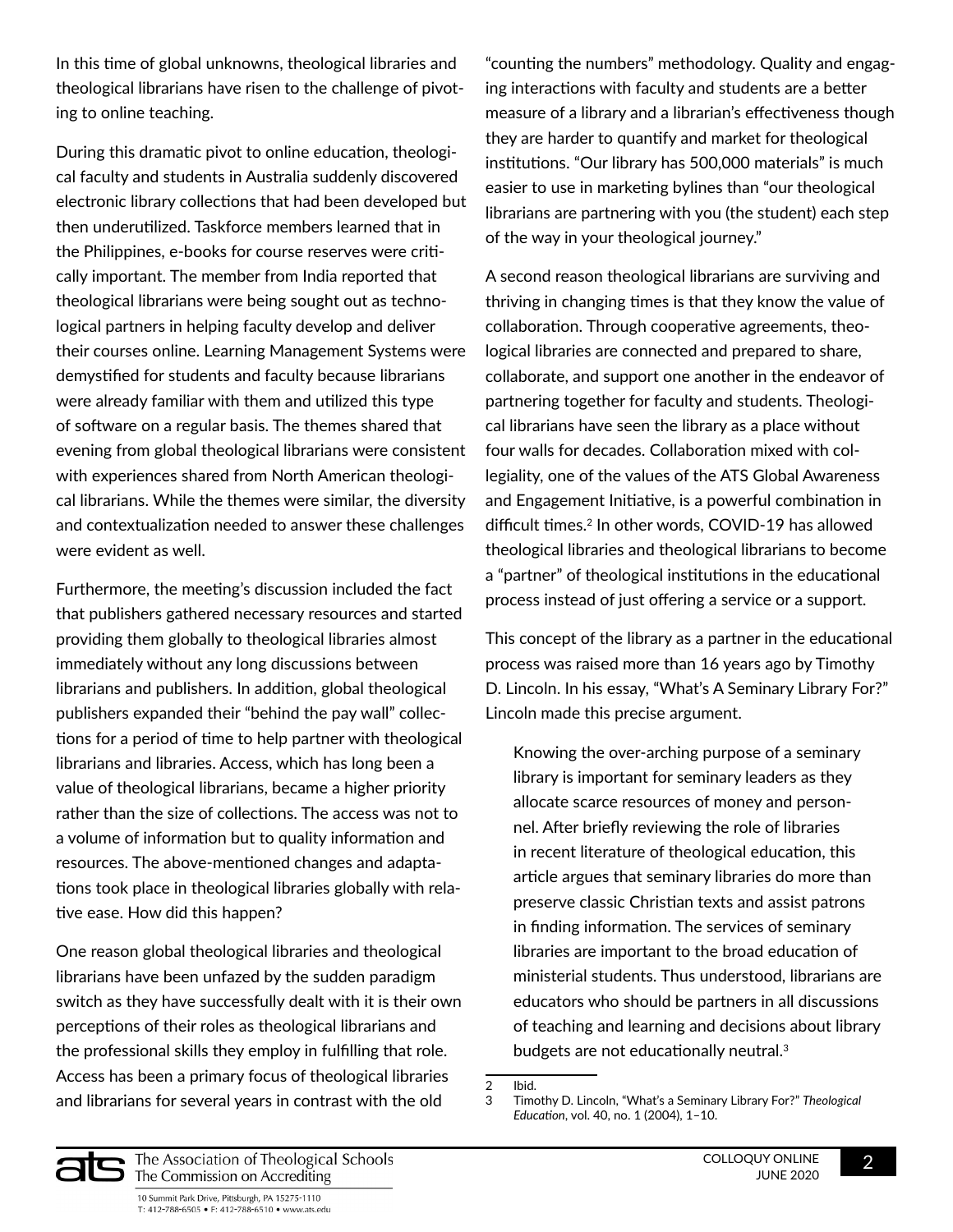In this time of global unknowns, theological libraries and theological librarians have risen to the challenge of pivoting to online teaching.

During this dramatic pivot to online education, theological faculty and students in Australia suddenly discovered electronic library collections that had been developed but then underutilized. Taskforce members learned that in the Philippines, e-books for course reserves were critically important. The member from India reported that theological librarians were being sought out as technological partners in helping faculty develop and deliver their courses online. Learning Management Systems were demystified for students and faculty because librarians were already familiar with them and utilized this type of software on a regular basis. The themes shared that evening from global theological librarians were consistent with experiences shared from North American theological librarians. While the themes were similar, the diversity and contextualization needed to answer these challenges were evident as well.

Furthermore, the meeting's discussion included the fact that publishers gathered necessary resources and started providing them globally to theological libraries almost immediately without any long discussions between librarians and publishers. In addition, global theological publishers expanded their "behind the pay wall" collections for a period of time to help partner with theological librarians and libraries. Access, which has long been a value of theological librarians, became a higher priority rather than the size of collections. The access was not to a volume of information but to quality information and resources. The above-mentioned changes and adaptations took place in theological libraries globally with relative ease. How did this happen?

One reason global theological libraries and theological librarians have been unfazed by the sudden paradigm switch as they have successfully dealt with it is their own perceptions of their roles as theological librarians and the professional skills they employ in fulfilling that role. Access has been a primary focus of theological libraries and librarians for several years in contrast with the old "counting the numbers" methodology. Quality and engaging interactions with faculty and students are a better measure of a library and a librarian's effectiveness though they are harder to quantify and market for theological institutions. "Our library has 500,000 materials" is much easier to use in marketing bylines than "our theological librarians are partnering with you (the student) each step of the way in your theological journey."

A second reason theological librarians are surviving and thriving in changing times is that they know the value of collaboration. Through cooperative agreements, theological libraries are connected and prepared to share, collaborate, and support one another in the endeavor of partnering together for faculty and students. Theological librarians have seen the library as a place without four walls for decades. Collaboration mixed with collegiality, one of the values of the ATS Global Awareness and Engagement Initiative, is a powerful combination in difficult times.[2] In other words, COVID-19 has allowed theological libraries and theological librarians to become a "partner" of theological institutions in the educational process instead of just offering a service or a support.

This concept of the library as a partner in the educational process was raised more than 16 years ago by Timothy D. Lincoln. In his essay, "What's A Seminary Library For?" Lincoln made this precise argument.

> Knowing the over-arching purpose of a seminary library is important for seminary leaders as they allocate scarce resources of money and personnel. After briefly reviewing the role of libraries in recent literature of theological education, this article argues that seminary libraries do more than preserve classic Christian texts and assist patrons in finding information. The services of seminary libraries are important to the broad education of ministerial students. Thus understood, librarians are educators who should be partners in all discussions of teaching and learning and decisions about library budgets are not educationally neutral.[3]

2 Ibid.

3 Timothy D. Lincoln, "What's a Seminary Library For?" *Theological Education*, vol. 40, no. 1 (2004), 1–10.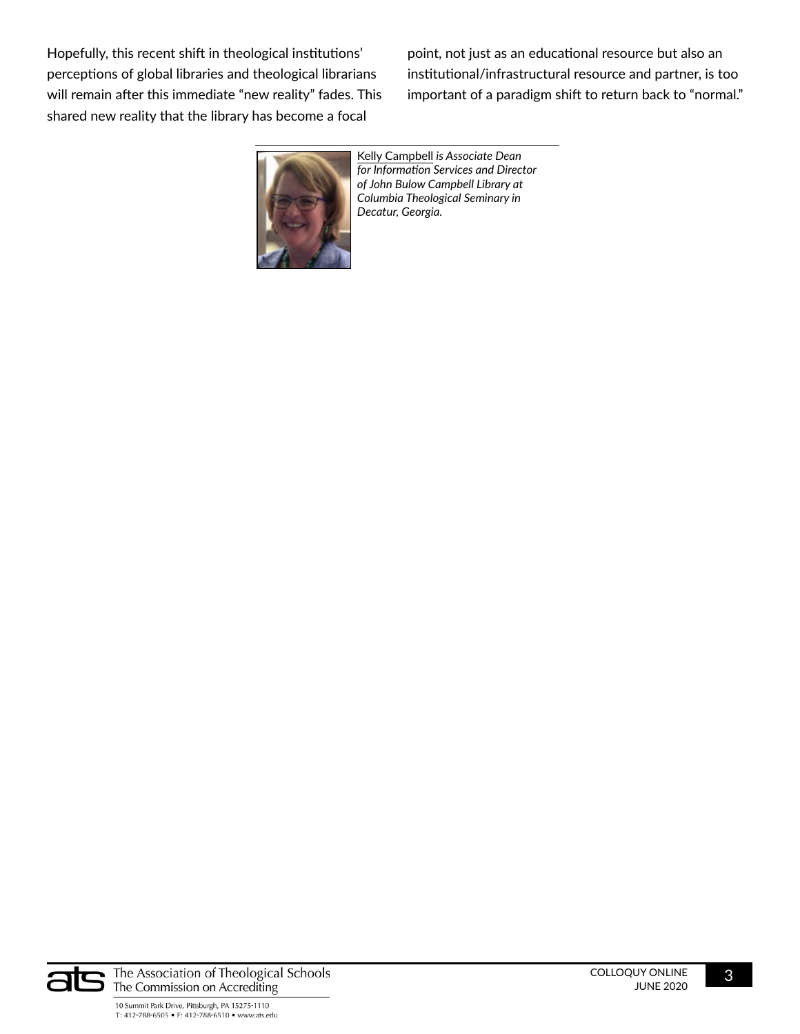Hopefully, this recent shift in theological institutions' perceptions of global libraries and theological librarians will remain after this immediate "new reality" fades. This shared new reality that the library has become a focal point, not just as an educational resource but also an institutional/infrastructural resource and partner, is too important of a paradigm shift to return back to "normal."

Kelly Campbell *is Associate Dean for Information Services and Director of John Bulow Campbell Library at Columbia Theological Seminary in Decatur, Georgia.*